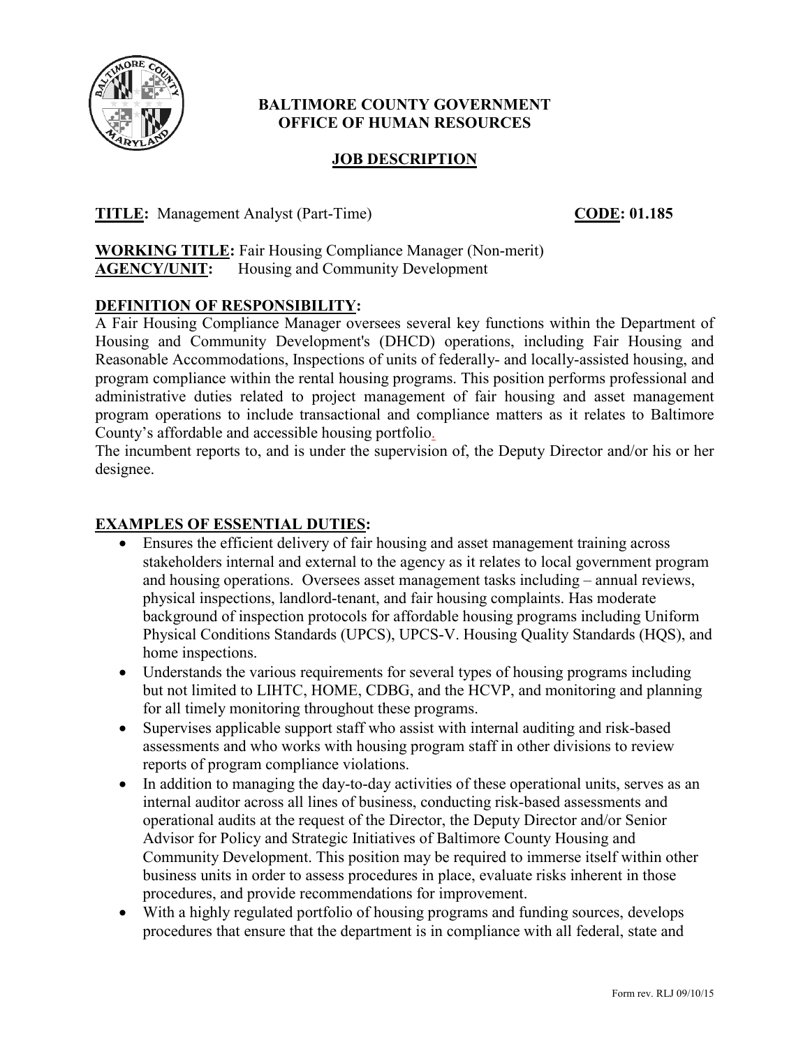**BALTIMORE COUNTY GOVERNMENT**
**OFFICE OF HUMAN RESOURCES**

# JOB DESCRIPTION

**TITLE:** Management Analyst (Part-Time) **CODE: 01.185**

**WORKING TITLE:** Fair Housing Compliance Manager (Non-merit)
**AGENCY/UNIT:** Housing and Community Development

## DEFINITION OF RESPONSIBILITY:

A Fair Housing Compliance Manager oversees several key functions within the Department of Housing and Community Development's (DHCD) operations, including Fair Housing and Reasonable Accommodations, Inspections of units of federally- and locally-assisted housing, and program compliance within the rental housing programs. This position performs professional and administrative duties related to project management of fair housing and asset management program operations to include transactional and compliance matters as it relates to Baltimore County's affordable and accessible housing portfolio.

The incumbent reports to, and is under the supervision of, the Deputy Director and/or his or her designee.

## EXAMPLES OF ESSENTIAL DUTIES:

- Ensures the efficient delivery of fair housing and asset management training across stakeholders internal and external to the agency as it relates to local government program and housing operations. Oversees asset management tasks including – annual reviews, physical inspections, landlord-tenant, and fair housing complaints. Has moderate background of inspection protocols for affordable housing programs including Uniform Physical Conditions Standards (UPCS), UPCS-V. Housing Quality Standards (HQS), and home inspections.
- Understands the various requirements for several types of housing programs including but not limited to LIHTC, HOME, CDBG, and the HCVP, and monitoring and planning for all timely monitoring throughout these programs.
- Supervises applicable support staff who assist with internal auditing and risk-based assessments and who works with housing program staff in other divisions to review reports of program compliance violations.
- In addition to managing the day-to-day activities of these operational units, serves as an internal auditor across all lines of business, conducting risk-based assessments and operational audits at the request of the Director, the Deputy Director and/or Senior Advisor for Policy and Strategic Initiatives of Baltimore County Housing and Community Development. This position may be required to immerse itself within other business units in order to assess procedures in place, evaluate risks inherent in those procedures, and provide recommendations for improvement.
- With a highly regulated portfolio of housing programs and funding sources, develops procedures that ensure that the department is in compliance with all federal, state and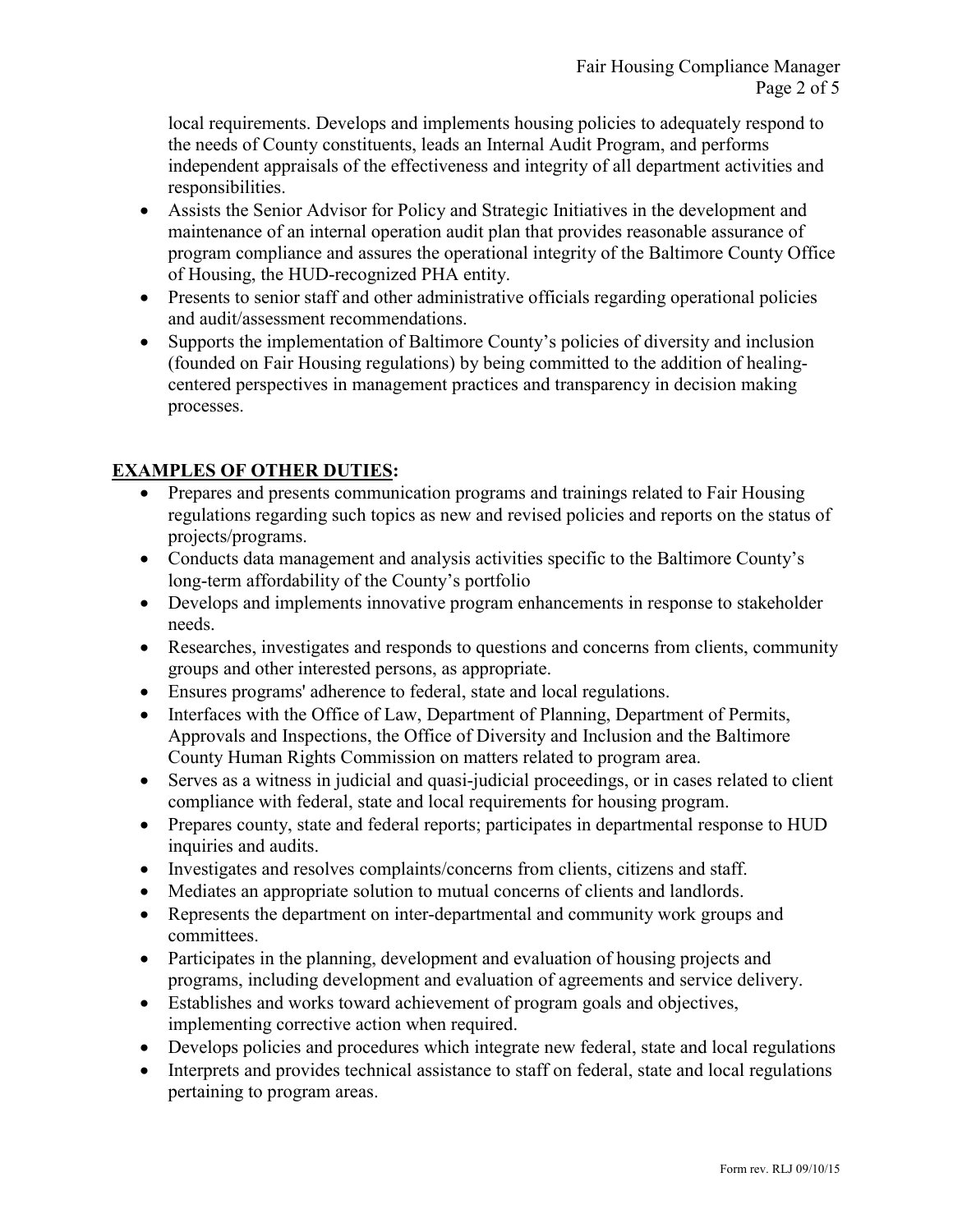local requirements. Develops and implements housing policies to adequately respond to the needs of County constituents, leads an Internal Audit Program, and performs independent appraisals of the effectiveness and integrity of all department activities and responsibilities.

- Assists the Senior Advisor for Policy and Strategic Initiatives in the development and maintenance of an internal operation audit plan that provides reasonable assurance of program compliance and assures the operational integrity of the Baltimore County Office of Housing, the HUD-recognized PHA entity.
- Presents to senior staff and other administrative officials regarding operational policies and audit/assessment recommendations.
- Supports the implementation of Baltimore County's policies of diversity and inclusion (founded on Fair Housing regulations) by being committed to the addition of healing-centered perspectives in management practices and transparency in decision making processes.

## EXAMPLES OF OTHER DUTIES:

- Prepares and presents communication programs and trainings related to Fair Housing regulations regarding such topics as new and revised policies and reports on the status of projects/programs.
- Conducts data management and analysis activities specific to the Baltimore County's long-term affordability of the County's portfolio
- Develops and implements innovative program enhancements in response to stakeholder needs.
- Researches, investigates and responds to questions and concerns from clients, community groups and other interested persons, as appropriate.
- Ensures programs' adherence to federal, state and local regulations.
- Interfaces with the Office of Law, Department of Planning, Department of Permits, Approvals and Inspections, the Office of Diversity and Inclusion and the Baltimore County Human Rights Commission on matters related to program area.
- Serves as a witness in judicial and quasi-judicial proceedings, or in cases related to client compliance with federal, state and local requirements for housing program.
- Prepares county, state and federal reports; participates in departmental response to HUD inquiries and audits.
- Investigates and resolves complaints/concerns from clients, citizens and staff.
- Mediates an appropriate solution to mutual concerns of clients and landlords.
- Represents the department on inter-departmental and community work groups and committees.
- Participates in the planning, development and evaluation of housing projects and programs, including development and evaluation of agreements and service delivery.
- Establishes and works toward achievement of program goals and objectives, implementing corrective action when required.
- Develops policies and procedures which integrate new federal, state and local regulations
- Interprets and provides technical assistance to staff on federal, state and local regulations pertaining to program areas.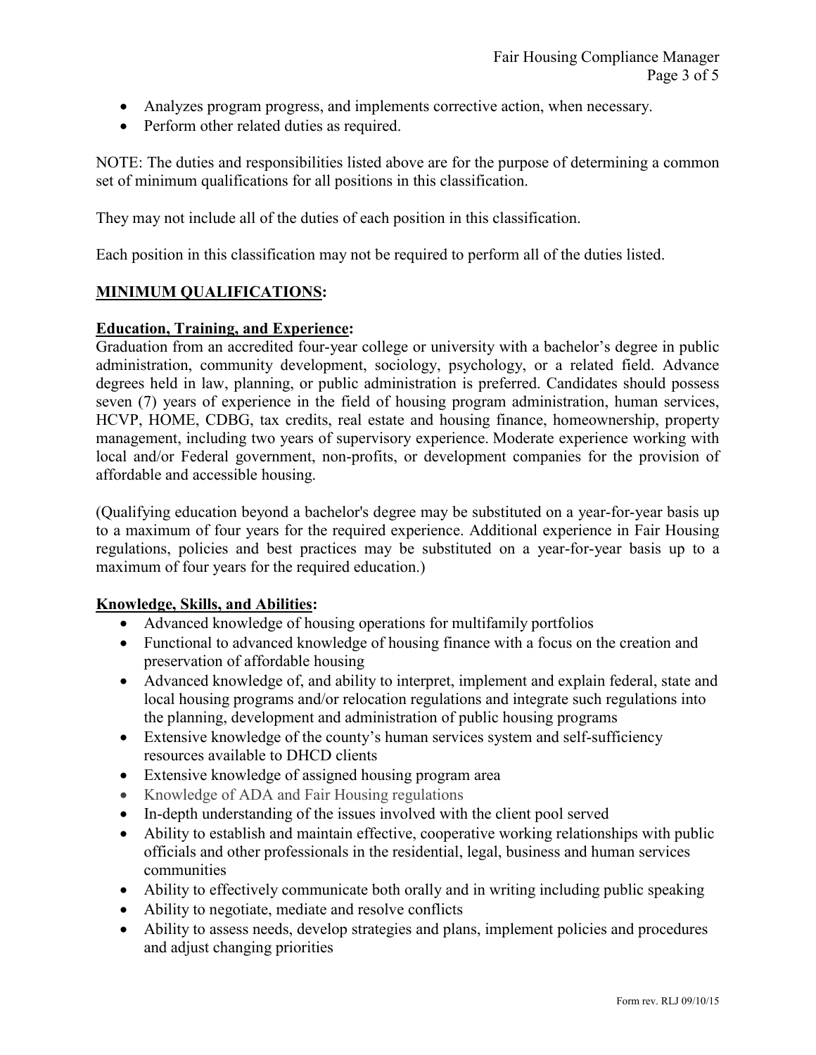- Analyzes program progress, and implements corrective action, when necessary.
- Perform other related duties as required.

NOTE: The duties and responsibilities listed above are for the purpose of determining a common set of minimum qualifications for all positions in this classification.

They may not include all of the duties of each position in this classification.

Each position in this classification may not be required to perform all of the duties listed.

## MINIMUM QUALIFICATIONS:

### Education, Training, and Experience:

Graduation from an accredited four-year college or university with a bachelor's degree in public administration, community development, sociology, psychology, or a related field. Advance degrees held in law, planning, or public administration is preferred. Candidates should possess seven (7) years of experience in the field of housing program administration, human services, HCVP, HOME, CDBG, tax credits, real estate and housing finance, homeownership, property management, including two years of supervisory experience. Moderate experience working with local and/or Federal government, non-profits, or development companies for the provision of affordable and accessible housing.

(Qualifying education beyond a bachelor's degree may be substituted on a year-for-year basis up to a maximum of four years for the required experience. Additional experience in Fair Housing regulations, policies and best practices may be substituted on a year-for-year basis up to a maximum of four years for the required education.)

### Knowledge, Skills, and Abilities:

- Advanced knowledge of housing operations for multifamily portfolios
- Functional to advanced knowledge of housing finance with a focus on the creation and preservation of affordable housing
- Advanced knowledge of, and ability to interpret, implement and explain federal, state and local housing programs and/or relocation regulations and integrate such regulations into the planning, development and administration of public housing programs
- Extensive knowledge of the county's human services system and self-sufficiency resources available to DHCD clients
- Extensive knowledge of assigned housing program area
- Knowledge of ADA and Fair Housing regulations
- In-depth understanding of the issues involved with the client pool served
- Ability to establish and maintain effective, cooperative working relationships with public officials and other professionals in the residential, legal, business and human services communities
- Ability to effectively communicate both orally and in writing including public speaking
- Ability to negotiate, mediate and resolve conflicts
- Ability to assess needs, develop strategies and plans, implement policies and procedures and adjust changing priorities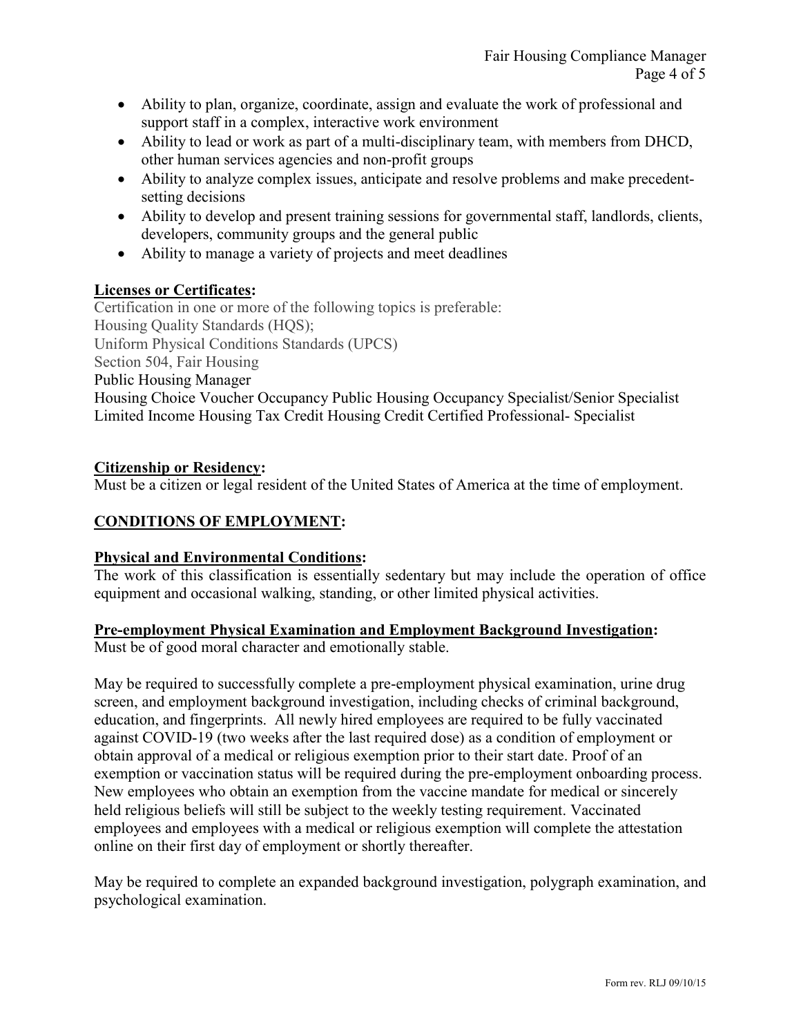- Ability to plan, organize, coordinate, assign and evaluate the work of professional and support staff in a complex, interactive work environment
- Ability to lead or work as part of a multi-disciplinary team, with members from DHCD, other human services agencies and non-profit groups
- Ability to analyze complex issues, anticipate and resolve problems and make precedent-setting decisions
- Ability to develop and present training sessions for governmental staff, landlords, clients, developers, community groups and the general public
- Ability to manage a variety of projects and meet deadlines

**Licenses or Certificates:**

Certification in one or more of the following topics is preferable:
Housing Quality Standards (HQS);
Uniform Physical Conditions Standards (UPCS)
Section 504, Fair Housing
Public Housing Manager
Housing Choice Voucher Occupancy Public Housing Occupancy Specialist/Senior Specialist
Limited Income Housing Tax Credit Housing Credit Certified Professional- Specialist

**Citizenship or Residency:**

Must be a citizen or legal resident of the United States of America at the time of employment.

## CONDITIONS OF EMPLOYMENT:

**Physical and Environmental Conditions:**

The work of this classification is essentially sedentary but may include the operation of office equipment and occasional walking, standing, or other limited physical activities.

**Pre-employment Physical Examination and Employment Background Investigation:**

Must be of good moral character and emotionally stable.

May be required to successfully complete a pre-employment physical examination, urine drug screen, and employment background investigation, including checks of criminal background, education, and fingerprints. All newly hired employees are required to be fully vaccinated against COVID-19 (two weeks after the last required dose) as a condition of employment or obtain approval of a medical or religious exemption prior to their start date. Proof of an exemption or vaccination status will be required during the pre-employment onboarding process. New employees who obtain an exemption from the vaccine mandate for medical or sincerely held religious beliefs will still be subject to the weekly testing requirement. Vaccinated employees and employees with a medical or religious exemption will complete the attestation online on their first day of employment or shortly thereafter.

May be required to complete an expanded background investigation, polygraph examination, and psychological examination.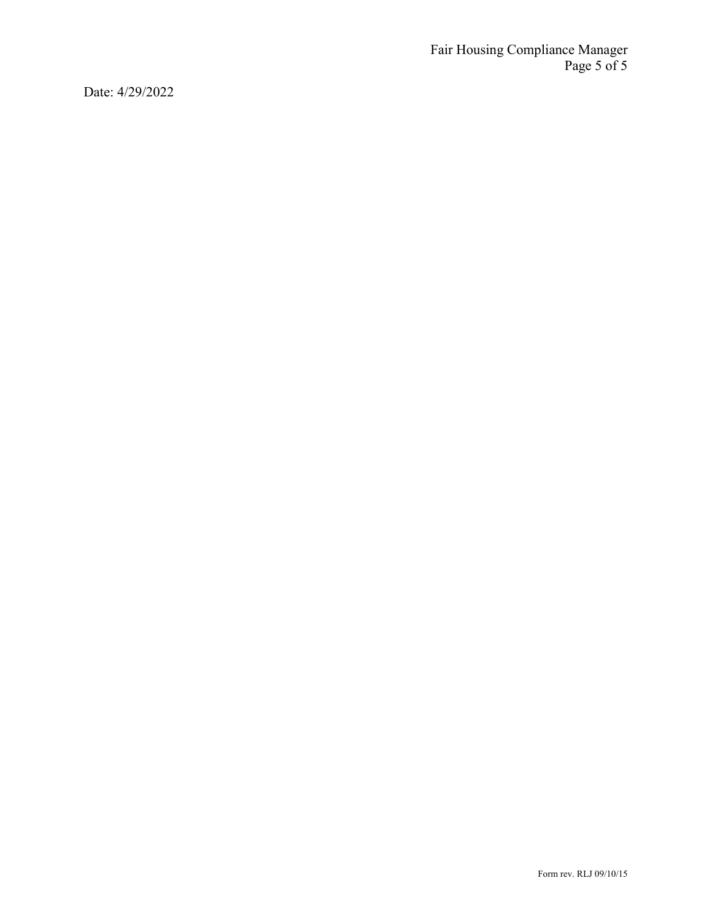Date: 4/29/2022

Form rev. RLJ 09/10/15